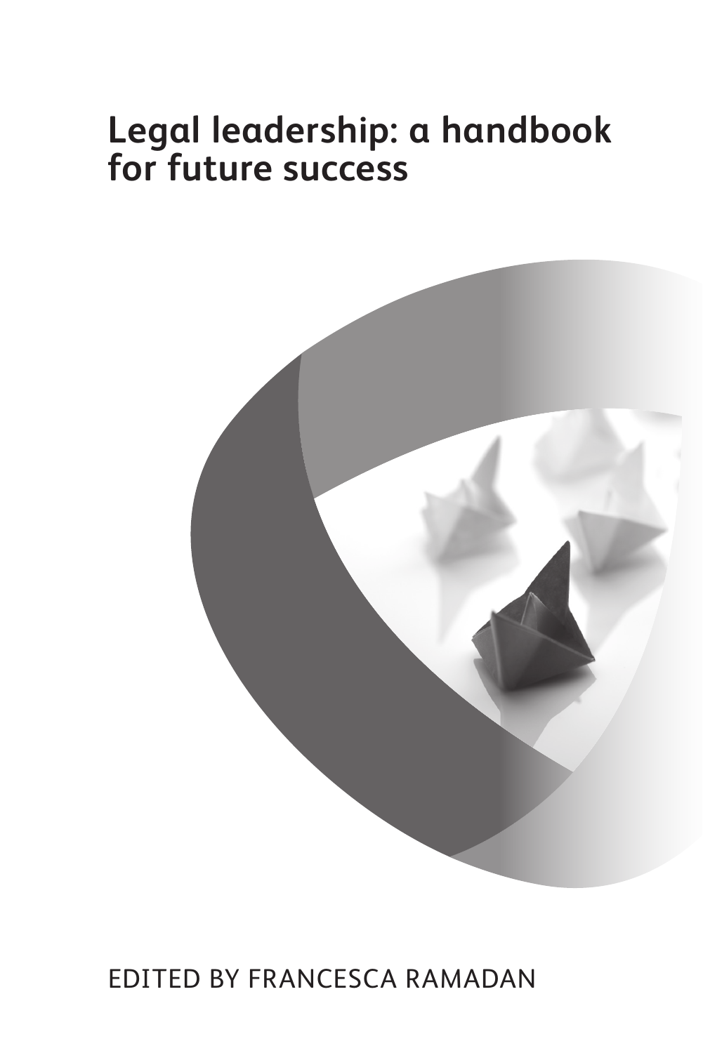# Legal leadership: a handbook for future success

EDITED BY FRANCESCA RAMADAN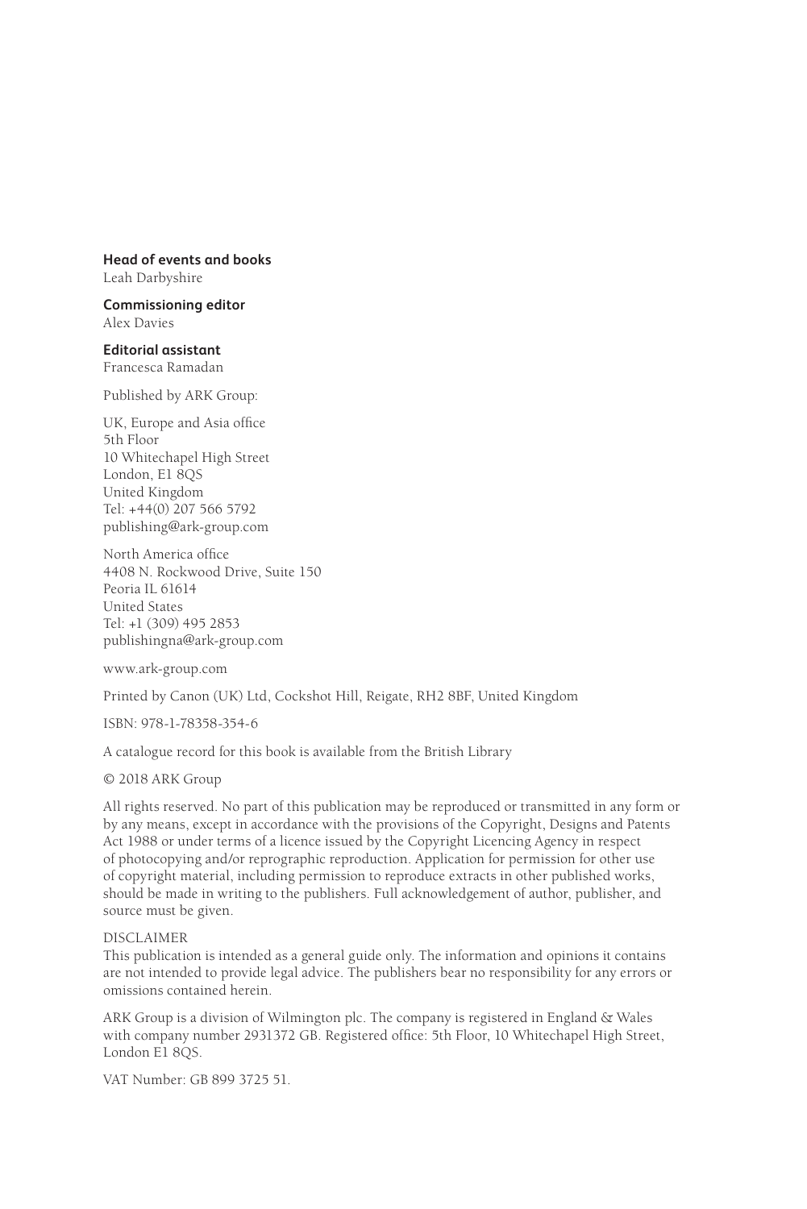**Head of events and books**
Leah Darbyshire

**Commissioning editor**
Alex Davies

**Editorial assistant**
Francesca Ramadan

Published by ARK Group:

UK, Europe and Asia office
5th Floor
10 Whitechapel High Street
London, E1 8QS
United Kingdom
Tel: +44(0) 207 566 5792
publishing@ark-group.com

North America office
4408 N. Rockwood Drive, Suite 150
Peoria IL 61614
United States
Tel: +1 (309) 495 2853
publishingna@ark-group.com

www.ark-group.com

Printed by Canon (UK) Ltd, Cockshot Hill, Reigate, RH2 8BF, United Kingdom

ISBN: 978-1-78358-354-6

A catalogue record for this book is available from the British Library

© 2018 ARK Group

All rights reserved. No part of this publication may be reproduced or transmitted in any form or by any means, except in accordance with the provisions of the Copyright, Designs and Patents Act 1988 or under terms of a licence issued by the Copyright Licencing Agency in respect of photocopying and/or reprographic reproduction. Application for permission for other use of copyright material, including permission to reproduce extracts in other published works, should be made in writing to the publishers. Full acknowledgement of author, publisher, and source must be given.

DISCLAIMER
This publication is intended as a general guide only. The information and opinions it contains are not intended to provide legal advice. The publishers bear no responsibility for any errors or omissions contained herein.

ARK Group is a division of Wilmington plc. The company is registered in England & Wales with company number 2931372 GB. Registered office: 5th Floor, 10 Whitechapel High Street, London E1 8QS.

VAT Number: GB 899 3725 51.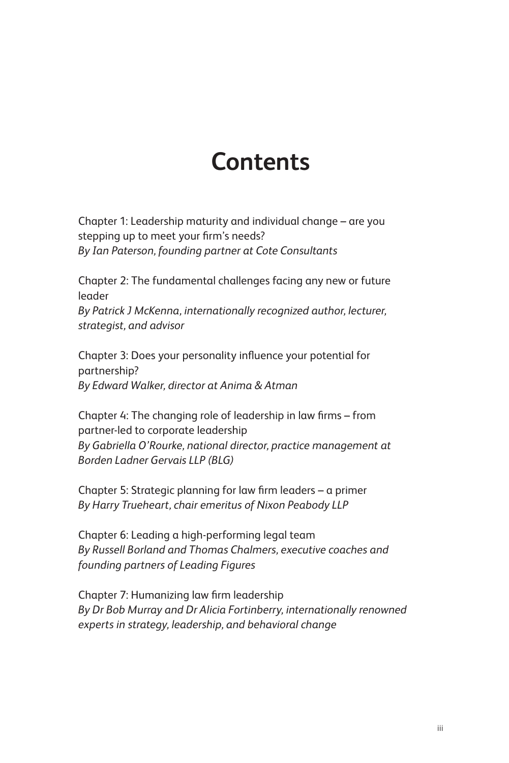# Contents

Chapter 1: Leadership maturity and individual change – are you stepping up to meet your firm's needs?
*By Ian Paterson, founding partner at Cote Consultants*

Chapter 2: The fundamental challenges facing any new or future leader
*By Patrick J McKenna, internationally recognized author, lecturer, strategist, and advisor*

Chapter 3: Does your personality influence your potential for partnership?
*By Edward Walker, director at Anima & Atman*

Chapter 4: The changing role of leadership in law firms – from partner-led to corporate leadership
*By Gabriella O'Rourke, national director, practice management at Borden Ladner Gervais LLP (BLG)*

Chapter 5: Strategic planning for law firm leaders – a primer
*By Harry Trueheart, chair emeritus of Nixon Peabody LLP*

Chapter 6: Leading a high-performing legal team
*By Russell Borland and Thomas Chalmers, executive coaches and founding partners of Leading Figures*

Chapter 7: Humanizing law firm leadership
*By Dr Bob Murray and Dr Alicia Fortinberry, internationally renowned experts in strategy, leadership, and behavioral change*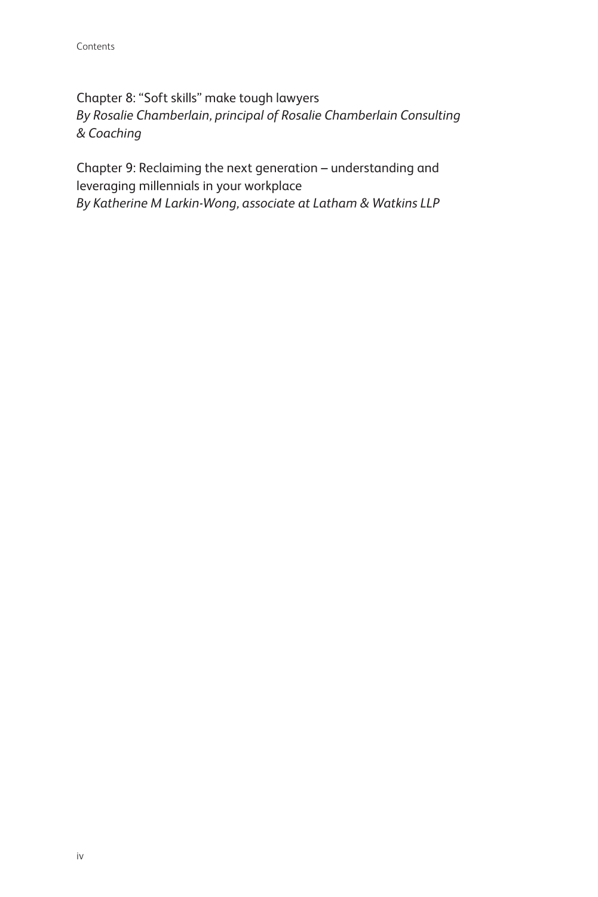Chapter 8: "Soft skills" make tough lawyers
*By Rosalie Chamberlain, principal of Rosalie Chamberlain Consulting & Coaching*

Chapter 9: Reclaiming the next generation – understanding and leveraging millennials in your workplace
*By Katherine M Larkin-Wong, associate at Latham & Watkins LLP*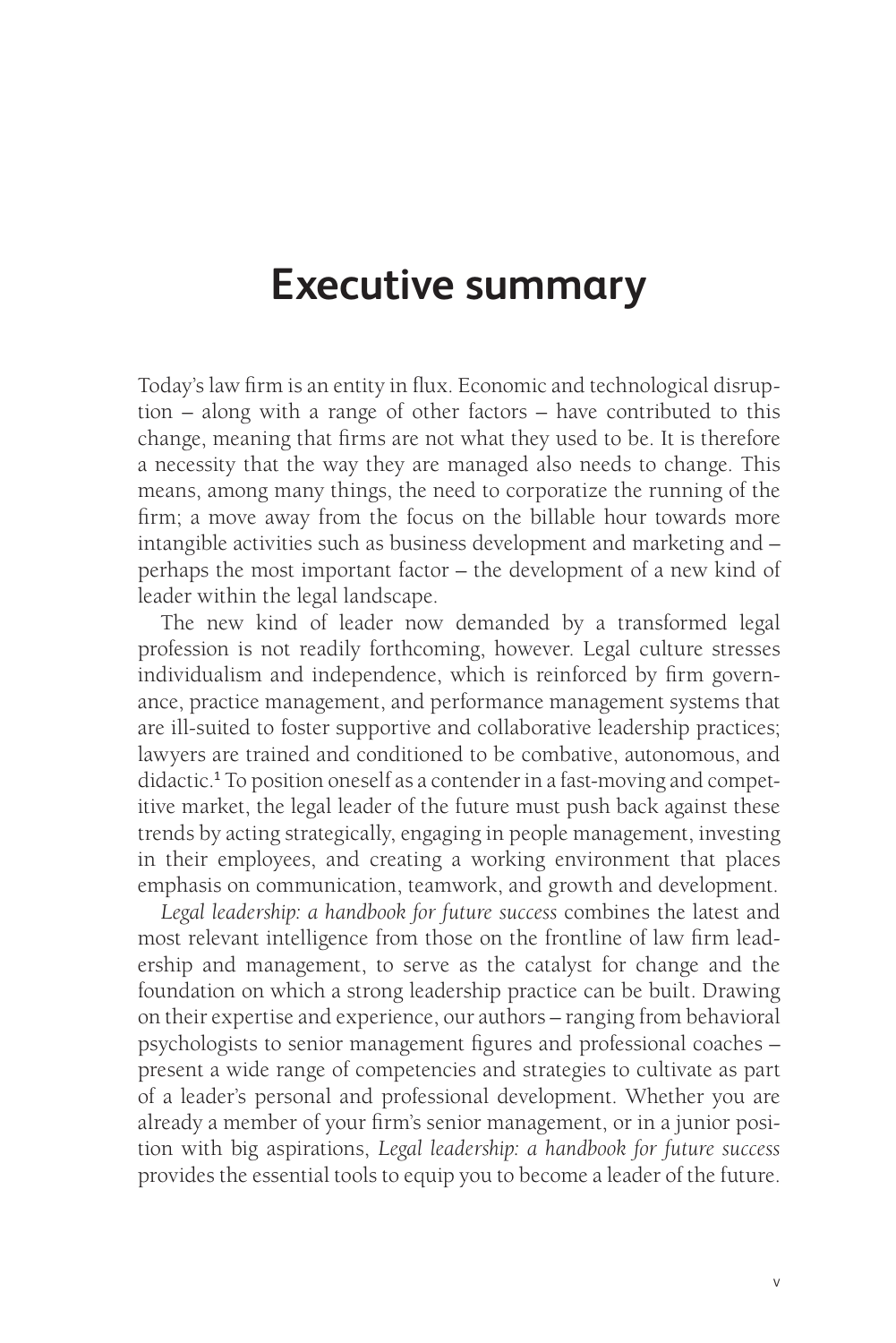# Executive summary

Today's law firm is an entity in flux. Economic and technological disruption – along with a range of other factors – have contributed to this change, meaning that firms are not what they used to be. It is therefore a necessity that the way they are managed also needs to change. This means, among many things, the need to corporatize the running of the firm; a move away from the focus on the billable hour towards more intangible activities such as business development and marketing and – perhaps the most important factor – the development of a new kind of leader within the legal landscape.

The new kind of leader now demanded by a transformed legal profession is not readily forthcoming, however. Legal culture stresses individualism and independence, which is reinforced by firm governance, practice management, and performance management systems that are ill-suited to foster supportive and collaborative leadership practices; lawyers are trained and conditioned to be combative, autonomous, and didactic.[1] To position oneself as a contender in a fast-moving and competitive market, the legal leader of the future must push back against these trends by acting strategically, engaging in people management, investing in their employees, and creating a working environment that places emphasis on communication, teamwork, and growth and development.

*Legal leadership: a handbook for future success* combines the latest and most relevant intelligence from those on the frontline of law firm leadership and management, to serve as the catalyst for change and the foundation on which a strong leadership practice can be built. Drawing on their expertise and experience, our authors – ranging from behavioral psychologists to senior management figures and professional coaches – present a wide range of competencies and strategies to cultivate as part of a leader's personal and professional development. Whether you are already a member of your firm's senior management, or in a junior position with big aspirations, *Legal leadership: a handbook for future success* provides the essential tools to equip you to become a leader of the future.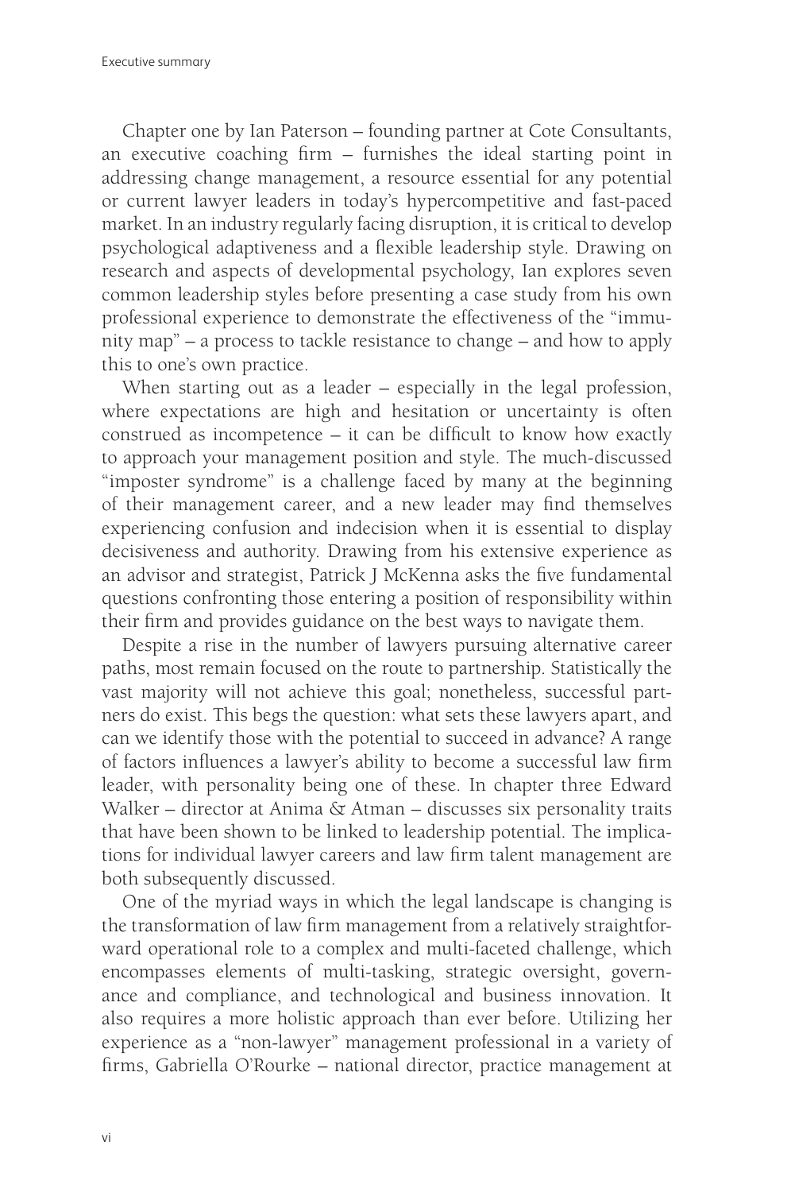Chapter one by Ian Paterson – founding partner at Cote Consultants, an executive coaching firm – furnishes the ideal starting point in addressing change management, a resource essential for any potential or current lawyer leaders in today's hypercompetitive and fast-paced market. In an industry regularly facing disruption, it is critical to develop psychological adaptiveness and a flexible leadership style. Drawing on research and aspects of developmental psychology, Ian explores seven common leadership styles before presenting a case study from his own professional experience to demonstrate the effectiveness of the "immunity map" – a process to tackle resistance to change – and how to apply this to one's own practice.

When starting out as a leader – especially in the legal profession, where expectations are high and hesitation or uncertainty is often construed as incompetence – it can be difficult to know how exactly to approach your management position and style. The much-discussed "imposter syndrome" is a challenge faced by many at the beginning of their management career, and a new leader may find themselves experiencing confusion and indecision when it is essential to display decisiveness and authority. Drawing from his extensive experience as an advisor and strategist, Patrick J McKenna asks the five fundamental questions confronting those entering a position of responsibility within their firm and provides guidance on the best ways to navigate them.

Despite a rise in the number of lawyers pursuing alternative career paths, most remain focused on the route to partnership. Statistically the vast majority will not achieve this goal; nonetheless, successful partners do exist. This begs the question: what sets these lawyers apart, and can we identify those with the potential to succeed in advance? A range of factors influences a lawyer's ability to become a successful law firm leader, with personality being one of these. In chapter three Edward Walker – director at Anima & Atman – discusses six personality traits that have been shown to be linked to leadership potential. The implications for individual lawyer careers and law firm talent management are both subsequently discussed.

One of the myriad ways in which the legal landscape is changing is the transformation of law firm management from a relatively straightforward operational role to a complex and multi-faceted challenge, which encompasses elements of multi-tasking, strategic oversight, governance and compliance, and technological and business innovation. It also requires a more holistic approach than ever before. Utilizing her experience as a "non-lawyer" management professional in a variety of firms, Gabriella O'Rourke – national director, practice management at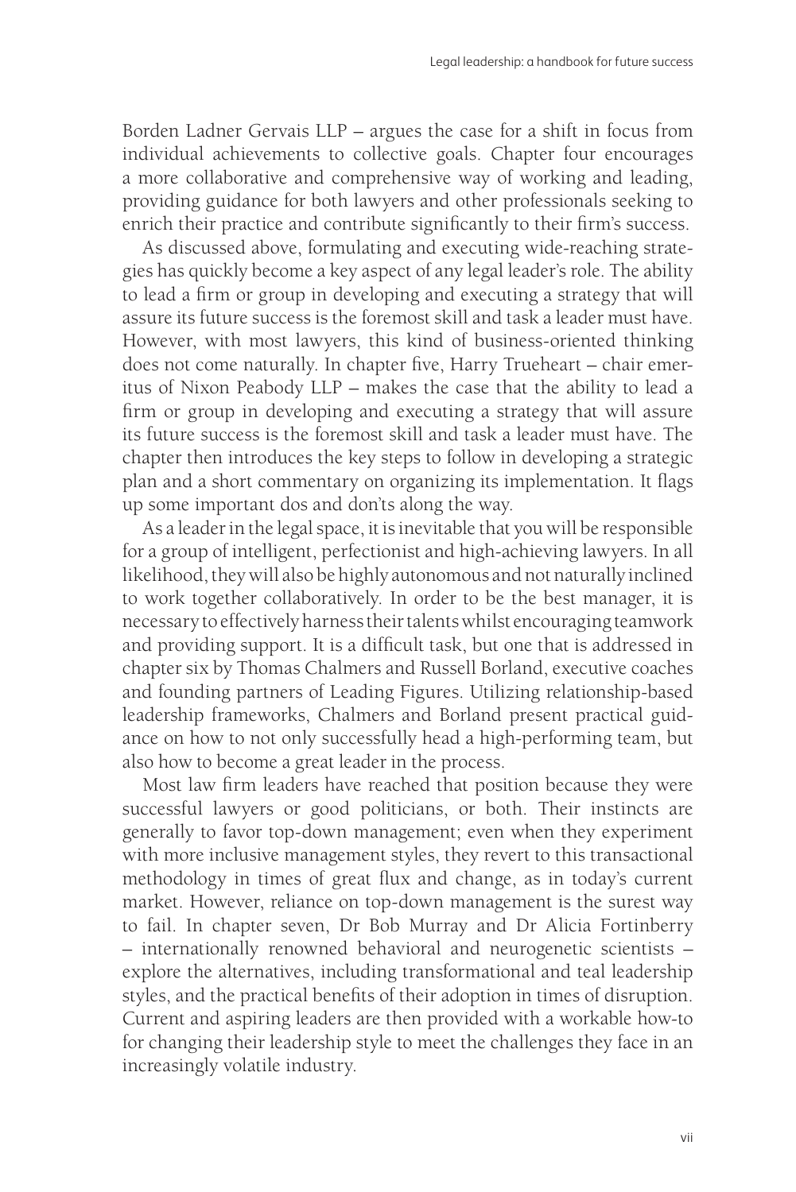Borden Ladner Gervais LLP – argues the case for a shift in focus from individual achievements to collective goals. Chapter four encourages a more collaborative and comprehensive way of working and leading, providing guidance for both lawyers and other professionals seeking to enrich their practice and contribute significantly to their firm's success.

As discussed above, formulating and executing wide-reaching strategies has quickly become a key aspect of any legal leader's role. The ability to lead a firm or group in developing and executing a strategy that will assure its future success is the foremost skill and task a leader must have. However, with most lawyers, this kind of business-oriented thinking does not come naturally. In chapter five, Harry Trueheart – chair emeritus of Nixon Peabody LLP – makes the case that the ability to lead a firm or group in developing and executing a strategy that will assure its future success is the foremost skill and task a leader must have. The chapter then introduces the key steps to follow in developing a strategic plan and a short commentary on organizing its implementation. It flags up some important dos and don'ts along the way.

As a leader in the legal space, it is inevitable that you will be responsible for a group of intelligent, perfectionist and high-achieving lawyers. In all likelihood, they will also be highly autonomous and not naturally inclined to work together collaboratively. In order to be the best manager, it is necessary to effectively harness their talents whilst encouraging teamwork and providing support. It is a difficult task, but one that is addressed in chapter six by Thomas Chalmers and Russell Borland, executive coaches and founding partners of Leading Figures. Utilizing relationship-based leadership frameworks, Chalmers and Borland present practical guidance on how to not only successfully head a high-performing team, but also how to become a great leader in the process.

Most law firm leaders have reached that position because they were successful lawyers or good politicians, or both. Their instincts are generally to favor top-down management; even when they experiment with more inclusive management styles, they revert to this transactional methodology in times of great flux and change, as in today's current market. However, reliance on top-down management is the surest way to fail. In chapter seven, Dr Bob Murray and Dr Alicia Fortinberry – internationally renowned behavioral and neurogenetic scientists – explore the alternatives, including transformational and teal leadership styles, and the practical benefits of their adoption in times of disruption. Current and aspiring leaders are then provided with a workable how-to for changing their leadership style to meet the challenges they face in an increasingly volatile industry.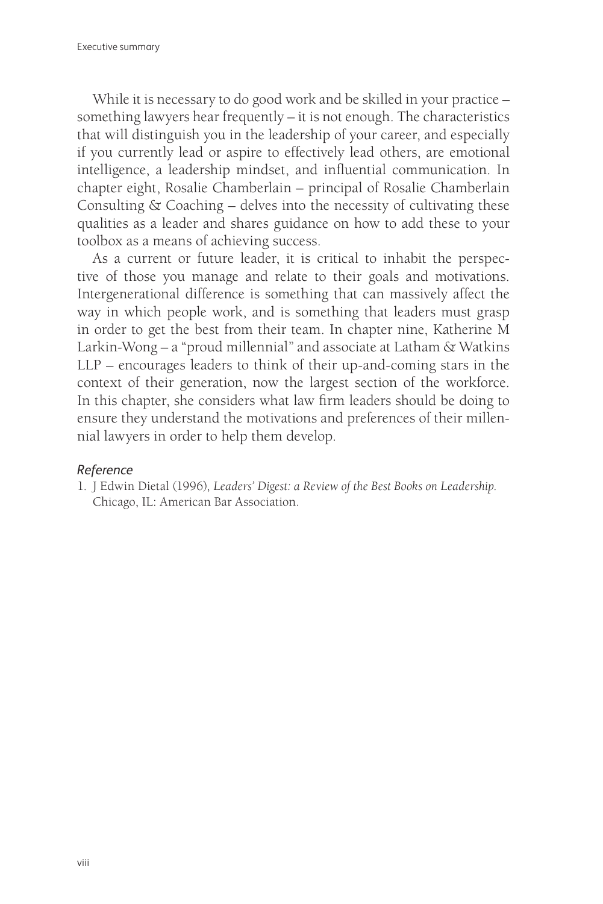While it is necessary to do good work and be skilled in your practice – something lawyers hear frequently – it is not enough. The characteristics that will distinguish you in the leadership of your career, and especially if you currently lead or aspire to effectively lead others, are emotional intelligence, a leadership mindset, and influential communication. In chapter eight, Rosalie Chamberlain – principal of Rosalie Chamberlain Consulting & Coaching – delves into the necessity of cultivating these qualities as a leader and shares guidance on how to add these to your toolbox as a means of achieving success.

As a current or future leader, it is critical to inhabit the perspective of those you manage and relate to their goals and motivations. Intergenerational difference is something that can massively affect the way in which people work, and is something that leaders must grasp in order to get the best from their team. In chapter nine, Katherine M Larkin-Wong – a "proud millennial" and associate at Latham & Watkins LLP – encourages leaders to think of their up-and-coming stars in the context of their generation, now the largest section of the workforce. In this chapter, she considers what law firm leaders should be doing to ensure they understand the motivations and preferences of their millennial lawyers in order to help them develop.

### *Reference*

1. J Edwin Dietal (1996), *Leaders' Digest: a Review of the Best Books on Leadership.* Chicago, IL: American Bar Association.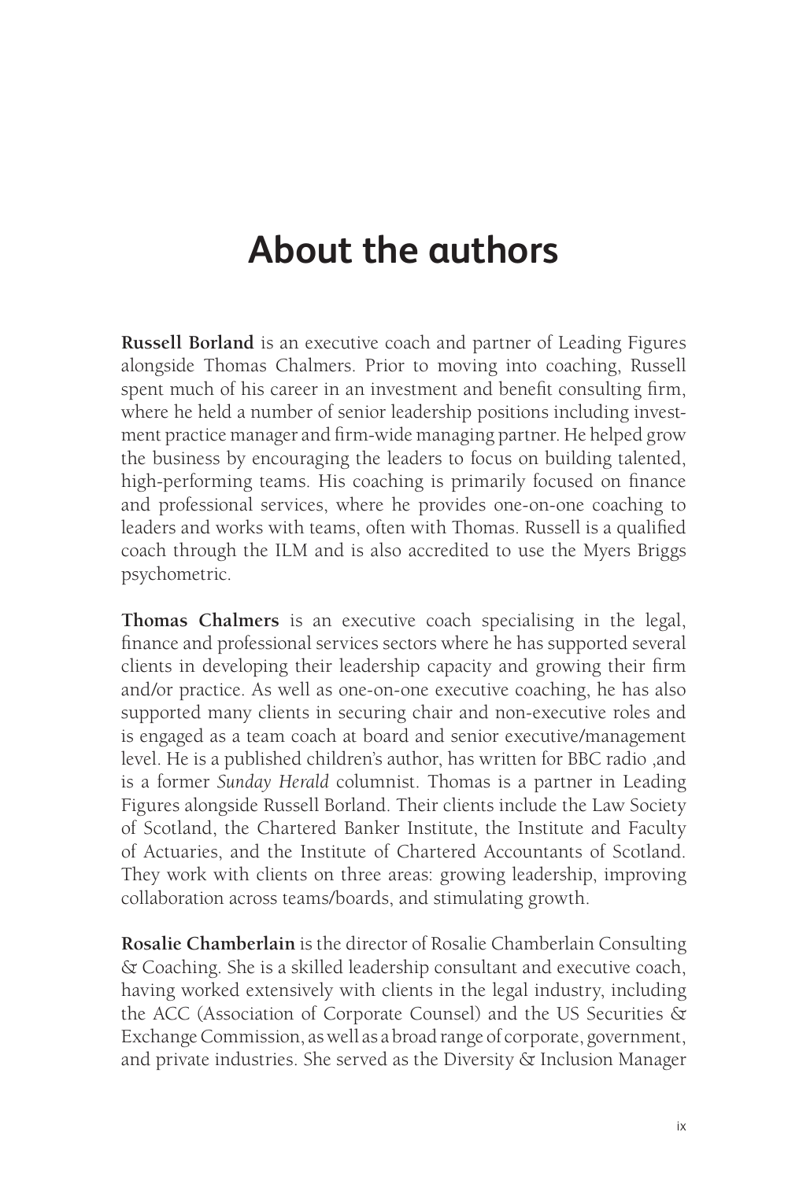# About the authors

**Russell Borland** is an executive coach and partner of Leading Figures alongside Thomas Chalmers. Prior to moving into coaching, Russell spent much of his career in an investment and benefit consulting firm, where he held a number of senior leadership positions including investment practice manager and firm-wide managing partner. He helped grow the business by encouraging the leaders to focus on building talented, high-performing teams. His coaching is primarily focused on finance and professional services, where he provides one-on-one coaching to leaders and works with teams, often with Thomas. Russell is a qualified coach through the ILM and is also accredited to use the Myers Briggs psychometric.

**Thomas Chalmers** is an executive coach specialising in the legal, finance and professional services sectors where he has supported several clients in developing their leadership capacity and growing their firm and/or practice. As well as one-on-one executive coaching, he has also supported many clients in securing chair and non-executive roles and is engaged as a team coach at board and senior executive/management level. He is a published children's author, has written for BBC radio ,and is a former *Sunday Herald* columnist. Thomas is a partner in Leading Figures alongside Russell Borland. Their clients include the Law Society of Scotland, the Chartered Banker Institute, the Institute and Faculty of Actuaries, and the Institute of Chartered Accountants of Scotland. They work with clients on three areas: growing leadership, improving collaboration across teams/boards, and stimulating growth.

**Rosalie Chamberlain** is the director of Rosalie Chamberlain Consulting & Coaching. She is a skilled leadership consultant and executive coach, having worked extensively with clients in the legal industry, including the ACC (Association of Corporate Counsel) and the US Securities & Exchange Commission, as well as a broad range of corporate, government, and private industries. She served as the Diversity & Inclusion Manager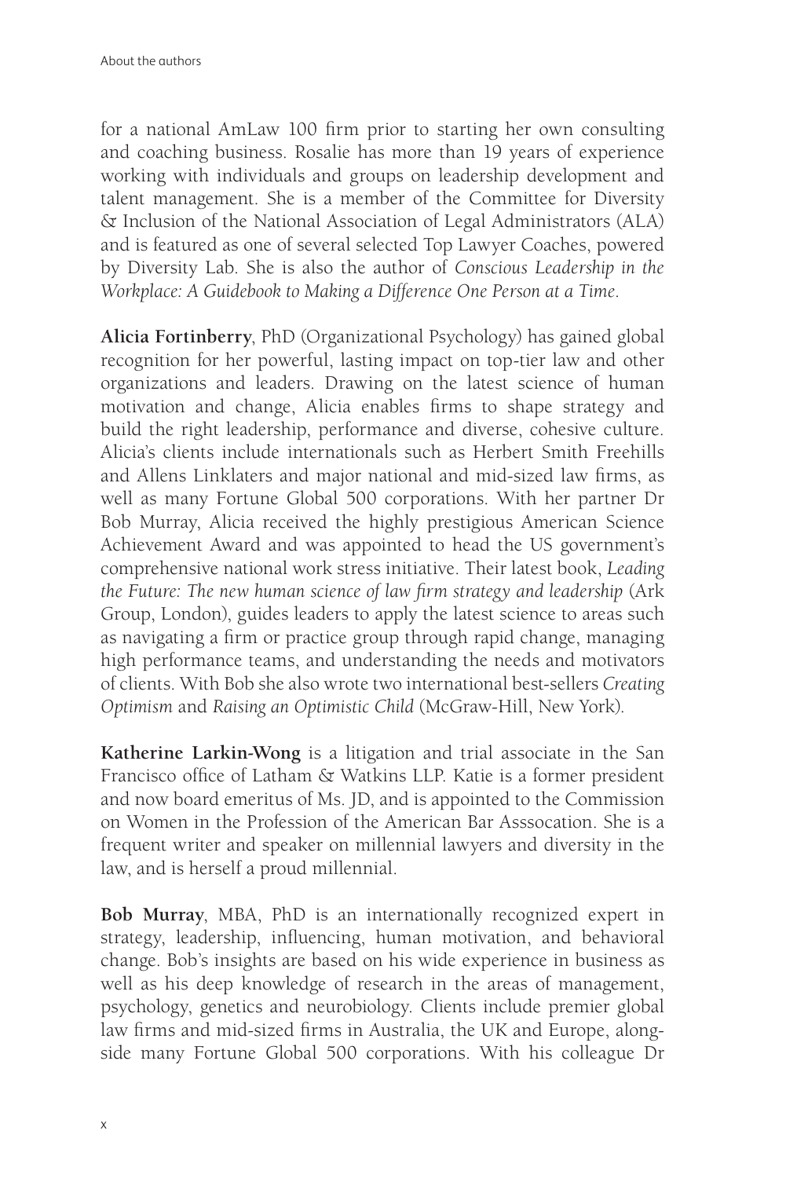for a national AmLaw 100 firm prior to starting her own consulting and coaching business. Rosalie has more than 19 years of experience working with individuals and groups on leadership development and talent management. She is a member of the Committee for Diversity & Inclusion of the National Association of Legal Administrators (ALA) and is featured as one of several selected Top Lawyer Coaches, powered by Diversity Lab. She is also the author of *Conscious Leadership in the Workplace: A Guidebook to Making a Difference One Person at a Time*.

**Alicia Fortinberry**, PhD (Organizational Psychology) has gained global recognition for her powerful, lasting impact on top-tier law and other organizations and leaders. Drawing on the latest science of human motivation and change, Alicia enables firms to shape strategy and build the right leadership, performance and diverse, cohesive culture. Alicia's clients include internationals such as Herbert Smith Freehills and Allens Linklaters and major national and mid-sized law firms, as well as many Fortune Global 500 corporations. With her partner Dr Bob Murray, Alicia received the highly prestigious American Science Achievement Award and was appointed to head the US government's comprehensive national work stress initiative. Their latest book, *Leading the Future: The new human science of law firm strategy and leadership* (Ark Group, London), guides leaders to apply the latest science to areas such as navigating a firm or practice group through rapid change, managing high performance teams, and understanding the needs and motivators of clients. With Bob she also wrote two international best-sellers *Creating Optimism* and *Raising an Optimistic Child* (McGraw-Hill, New York).

**Katherine Larkin-Wong** is a litigation and trial associate in the San Francisco office of Latham & Watkins LLP. Katie is a former president and now board emeritus of Ms. JD, and is appointed to the Commission on Women in the Profession of the American Bar Asssocation. She is a frequent writer and speaker on millennial lawyers and diversity in the law, and is herself a proud millennial.

**Bob Murray**, MBA, PhD is an internationally recognized expert in strategy, leadership, influencing, human motivation, and behavioral change. Bob's insights are based on his wide experience in business as well as his deep knowledge of research in the areas of management, psychology, genetics and neurobiology. Clients include premier global law firms and mid-sized firms in Australia, the UK and Europe, alongside many Fortune Global 500 corporations. With his colleague Dr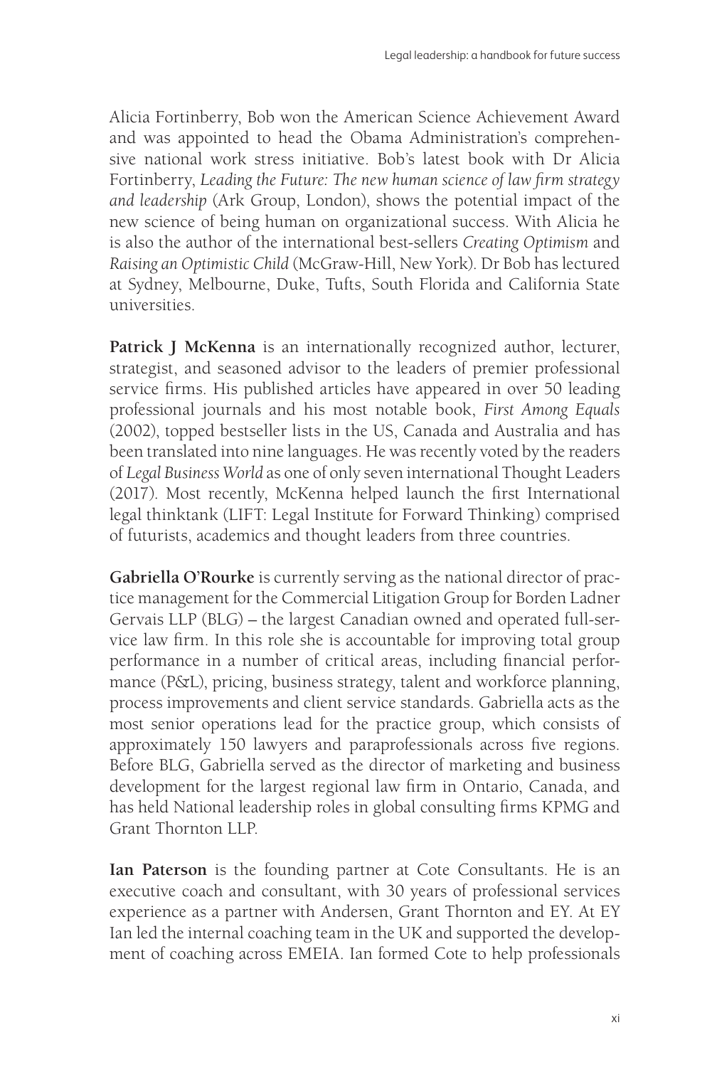Alicia Fortinberry, Bob won the American Science Achievement Award and was appointed to head the Obama Administration's comprehensive national work stress initiative. Bob's latest book with Dr Alicia Fortinberry, *Leading the Future: The new human science of law firm strategy and leadership* (Ark Group, London), shows the potential impact of the new science of being human on organizational success. With Alicia he is also the author of the international best-sellers *Creating Optimism* and *Raising an Optimistic Child* (McGraw-Hill, New York). Dr Bob has lectured at Sydney, Melbourne, Duke, Tufts, South Florida and California State universities.

**Patrick J McKenna** is an internationally recognized author, lecturer, strategist, and seasoned advisor to the leaders of premier professional service firms. His published articles have appeared in over 50 leading professional journals and his most notable book, *First Among Equals* (2002), topped bestseller lists in the US, Canada and Australia and has been translated into nine languages. He was recently voted by the readers of *Legal Business World* as one of only seven international Thought Leaders (2017). Most recently, McKenna helped launch the first International legal thinktank (LIFT: Legal Institute for Forward Thinking) comprised of futurists, academics and thought leaders from three countries.

**Gabriella O'Rourke** is currently serving as the national director of practice management for the Commercial Litigation Group for Borden Ladner Gervais LLP (BLG) – the largest Canadian owned and operated full-service law firm. In this role she is accountable for improving total group performance in a number of critical areas, including financial performance (P&L), pricing, business strategy, talent and workforce planning, process improvements and client service standards. Gabriella acts as the most senior operations lead for the practice group, which consists of approximately 150 lawyers and paraprofessionals across five regions. Before BLG, Gabriella served as the director of marketing and business development for the largest regional law firm in Ontario, Canada, and has held National leadership roles in global consulting firms KPMG and Grant Thornton LLP.

**Ian Paterson** is the founding partner at Cote Consultants. He is an executive coach and consultant, with 30 years of professional services experience as a partner with Andersen, Grant Thornton and EY. At EY Ian led the internal coaching team in the UK and supported the development of coaching across EMEIA. Ian formed Cote to help professionals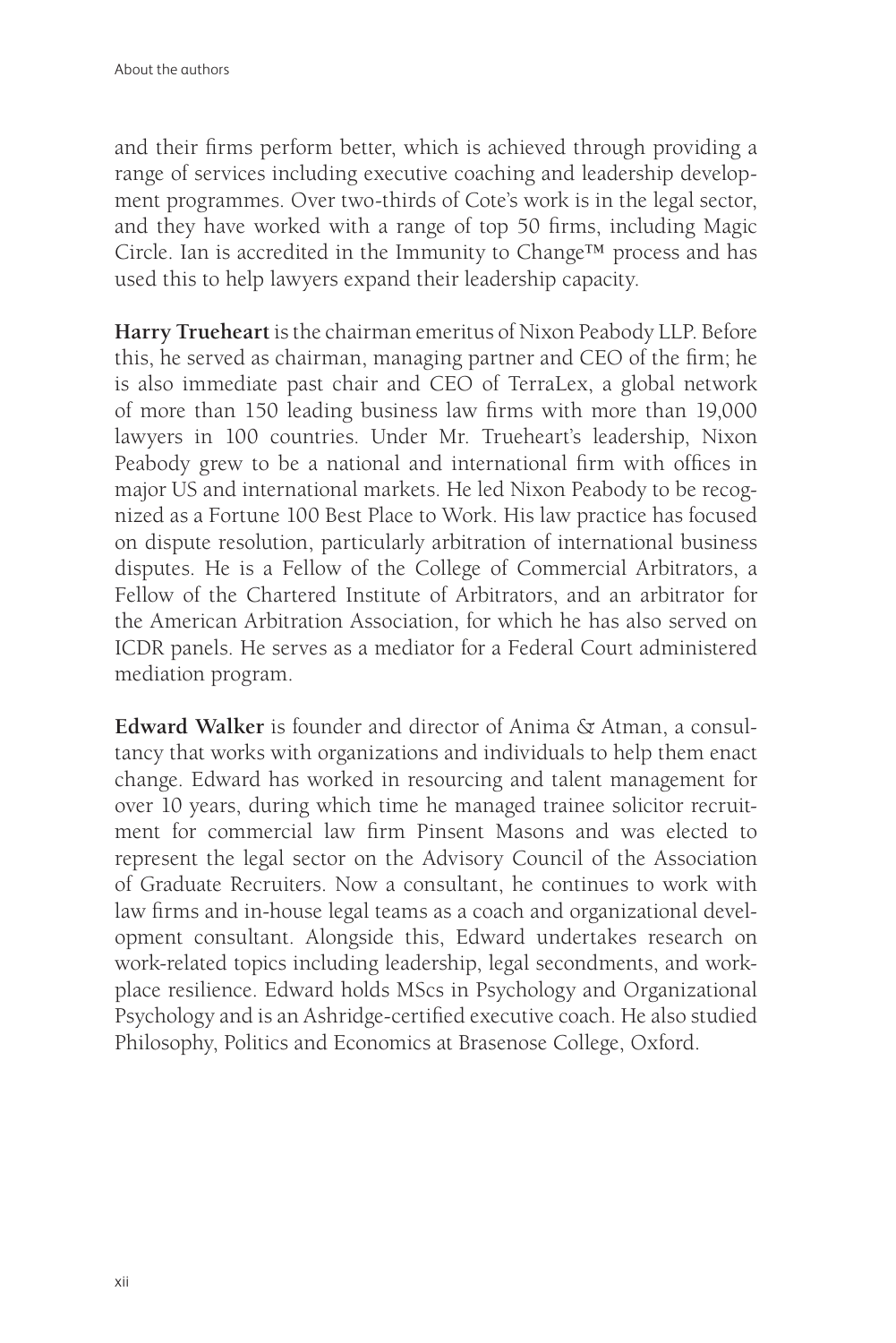and their firms perform better, which is achieved through providing a range of services including executive coaching and leadership development programmes. Over two-thirds of Cote's work is in the legal sector, and they have worked with a range of top 50 firms, including Magic Circle. Ian is accredited in the Immunity to Change™ process and has used this to help lawyers expand their leadership capacity.

**Harry Trueheart** is the chairman emeritus of Nixon Peabody LLP. Before this, he served as chairman, managing partner and CEO of the firm; he is also immediate past chair and CEO of TerraLex, a global network of more than 150 leading business law firms with more than 19,000 lawyers in 100 countries. Under Mr. Trueheart's leadership, Nixon Peabody grew to be a national and international firm with offices in major US and international markets. He led Nixon Peabody to be recognized as a Fortune 100 Best Place to Work. His law practice has focused on dispute resolution, particularly arbitration of international business disputes. He is a Fellow of the College of Commercial Arbitrators, a Fellow of the Chartered Institute of Arbitrators, and an arbitrator for the American Arbitration Association, for which he has also served on ICDR panels. He serves as a mediator for a Federal Court administered mediation program.

**Edward Walker** is founder and director of Anima & Atman, a consultancy that works with organizations and individuals to help them enact change. Edward has worked in resourcing and talent management for over 10 years, during which time he managed trainee solicitor recruitment for commercial law firm Pinsent Masons and was elected to represent the legal sector on the Advisory Council of the Association of Graduate Recruiters. Now a consultant, he continues to work with law firms and in-house legal teams as a coach and organizational development consultant. Alongside this, Edward undertakes research on work-related topics including leadership, legal secondments, and workplace resilience. Edward holds MScs in Psychology and Organizational Psychology and is an Ashridge-certified executive coach. He also studied Philosophy, Politics and Economics at Brasenose College, Oxford.